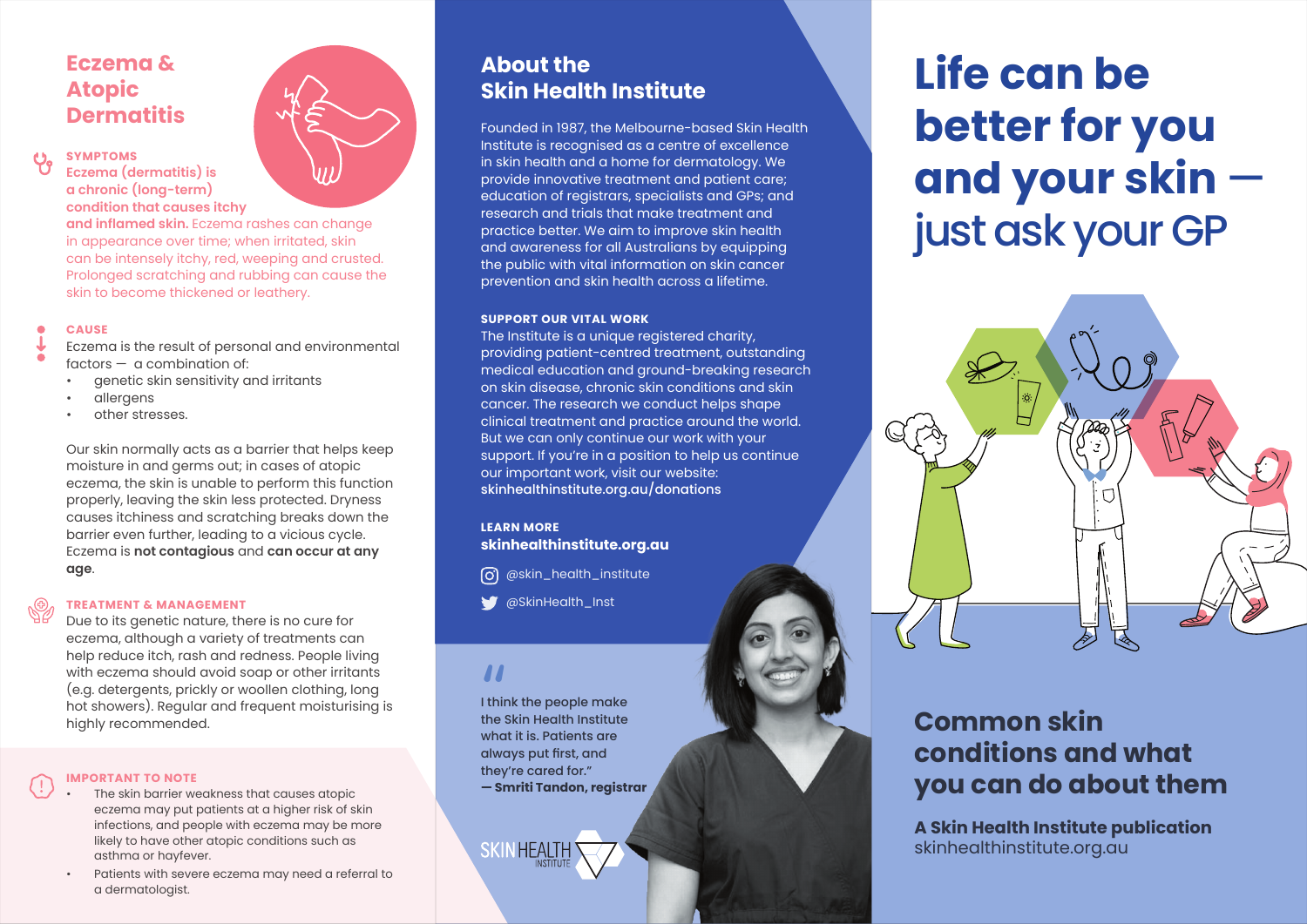# Eczema & Atopic Dermatitis

### SYMPTOMS

**Eczema (dermatitis) is a chronic (long-term) condition that causes itchy and inflamed skin.** Eczema rashes can change in appearance over time; when irritated, skin can be intensely itchy, red, weeping and crusted. Prolonged scratching and rubbing can cause the skin to become thickened or leathery.

### CAUSE

Eczema is the result of personal and environmental factors — a combination of:

- genetic skin sensitivity and irritants
- allergens
- other stresses.

Our skin normally acts as a barrier that helps keep moisture in and germs out; in cases of atopic eczema, the skin is unable to perform this function properly, leaving the skin less protected. Dryness causes itchiness and scratching breaks down the barrier even further, leading to a vicious cycle. Eczema is **not contagious** and **can occur at any age**.

### TREATMENT & MANAGEMENT

Due to its genetic nature, there is no cure for eczema, although a variety of treatments can help reduce itch, rash and redness. People living with eczema should avoid soap or other irritants (e.g. detergents, prickly or woollen clothing, long hot showers). Regular and frequent moisturising is highly recommended.

### IMPORTANT TO NOTE

- The skin barrier weakness that causes atopic eczema may put patients at a higher risk of skin infections, and people with eczema may be more likely to have other atopic conditions such as asthma or hayfever.
- Patients with severe eczema may need a referral to a dermatologist.

## About the Skin Health Institute

Founded in 1987, the Melbourne-based Skin Health Institute is recognised as a centre of excellence in skin health and a home for dermatology. We provide innovative treatment and patient care; education of registrars, specialists and GPs; and research and trials that make treatment and practice better. We aim to improve skin health and awareness for all Australians by equipping the public with vital information on skin cancer prevention and skin health across a lifetime.

### SUPPORT OUR VITAL WORK

The Institute is a unique registered charity, providing patient-centred treatment, outstanding medical education and ground-breaking research on skin disease, chronic skin conditions and skin cancer. The research we conduct helps shape clinical treatment and practice around the world. But we can only continue our work with your support. If you're in a position to help us continue our important work, visit our website:
**skinhealthinstitute.org.au/donations**

### LEARN MORE

**skinhealthinstitute.org.au**

@skin_health_institute

@SkinHealth_Inst

"I think the people make the Skin Health Institute what it is. Patients are always put first, and they're cared for."
**— Smriti Tandon, registrar**

SKIN HEALTH INSTITUTE

# Life can be better for you and your skin — just ask your GP

## Common skin conditions and what you can do about them

**A Skin Health Institute publication**
skinhealthinstitute.org.au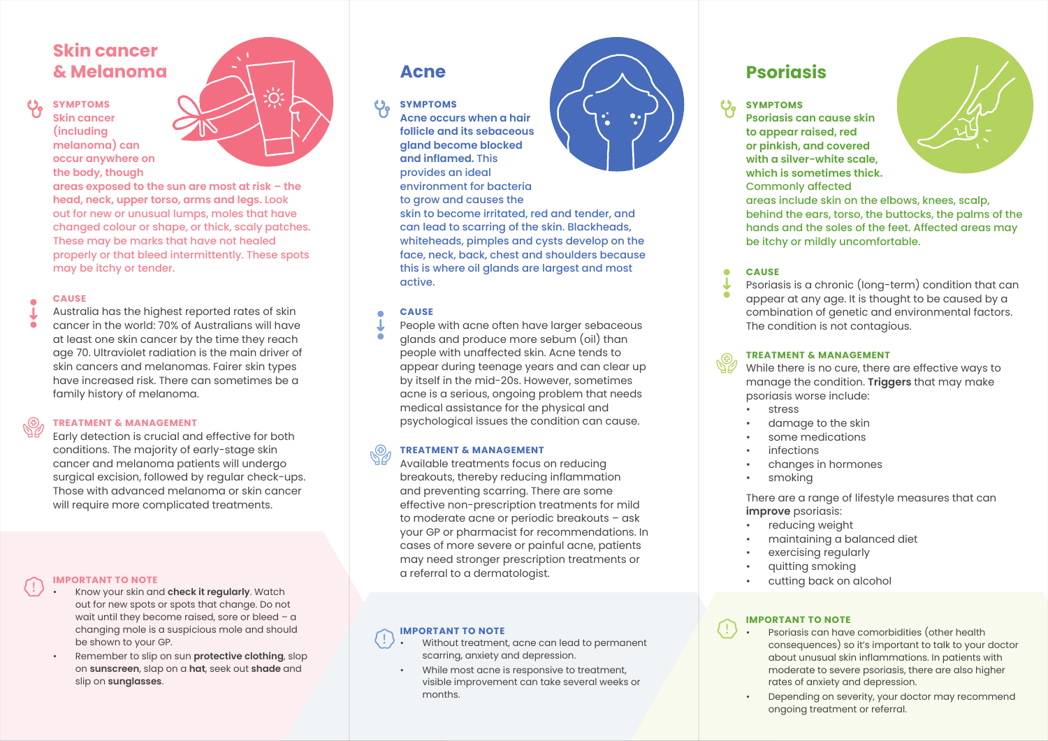## Skin cancer & Melanoma

### SYMPTOMS

Skin cancer (including melanoma) can occur anywhere on the body, though areas exposed to the sun are most at risk – the head, neck, upper torso, arms and legs. Look out for new or unusual lumps, moles that have changed colour or shape, or thick, scaly patches. These may be marks that have not healed properly or that bleed intermittently. These spots may be itchy or tender.

### CAUSE

Australia has the highest reported rates of skin cancer in the world: 70% of Australians will have at least one skin cancer by the time they reach age 70. Ultraviolet radiation is the main driver of skin cancers and melanomas. Fairer skin types have increased risk. There can sometimes be a family history of melanoma.

### TREATMENT & MANAGEMENT

Early detection is crucial and effective for both conditions. The majority of early-stage skin cancer and melanoma patients will undergo surgical excision, followed by regular check-ups. Those with advanced melanoma or skin cancer will require more complicated treatments.

### IMPORTANT TO NOTE

- Know your skin and **check it regularly**. Watch out for new spots or spots that change. Do not wait until they become raised, sore or bleed – a changing mole is a suspicious mole and should be shown to your GP.
- Remember to slip on sun **protective clothing**, slop on **sunscreen**, slap on a **hat**, seek out **shade** and slip on **sunglasses**.

## Acne

### SYMPTOMS

Acne occurs when a hair follicle and its sebaceous gland become blocked and inflamed. This provides an ideal environment for bacteria to grow and causes the skin to become irritated, red and tender, and can lead to scarring of the skin. Blackheads, whiteheads, pimples and cysts develop on the face, neck, back, chest and shoulders because this is where oil glands are largest and most active.

### CAUSE

People with acne often have larger sebaceous glands and produce more sebum (oil) than people with unaffected skin. Acne tends to appear during teenage years and can clear up by itself in the mid-20s. However, sometimes acne is a serious, ongoing problem that needs medical assistance for the physical and psychological issues the condition can cause.

### TREATMENT & MANAGEMENT

Available treatments focus on reducing breakouts, thereby reducing inflammation and preventing scarring. There are some effective non-prescription treatments for mild to moderate acne or periodic breakouts – ask your GP or pharmacist for recommendations. In cases of more severe or painful acne, patients may need stronger prescription treatments or a referral to a dermatologist.

### IMPORTANT TO NOTE

- Without treatment, acne can lead to permanent scarring, anxiety and depression.
- While most acne is responsive to treatment, visible improvement can take several weeks or months.

## Psoriasis

### SYMPTOMS

Psoriasis can cause skin to appear raised, red or pinkish, and covered with a silver-white scale, which is sometimes thick. Commonly affected areas include skin on the elbows, knees, scalp, behind the ears, torso, the buttocks, the palms of the hands and the soles of the feet. Affected areas may be itchy or mildly uncomfortable.

### CAUSE

Psoriasis is a chronic (long-term) condition that can appear at any age. It is thought to be caused by a combination of genetic and environmental factors. The condition is not contagious.

### TREATMENT & MANAGEMENT

While there is no cure, there are effective ways to manage the condition. **Triggers** that may make psoriasis worse include:

- stress
- damage to the skin
- some medications
- infections
- changes in hormones
- smoking

There are a range of lifestyle measures that can **improve** psoriasis:

- reducing weight
- maintaining a balanced diet
- exercising regularly
- quitting smoking
- cutting back on alcohol

### IMPORTANT TO NOTE

- Psoriasis can have comorbidities (other health consequences) so it's important to talk to your doctor about unusual skin inflammations. In patients with moderate to severe psoriasis, there are also higher rates of anxiety and depression.
- Depending on severity, your doctor may recommend ongoing treatment or referral.